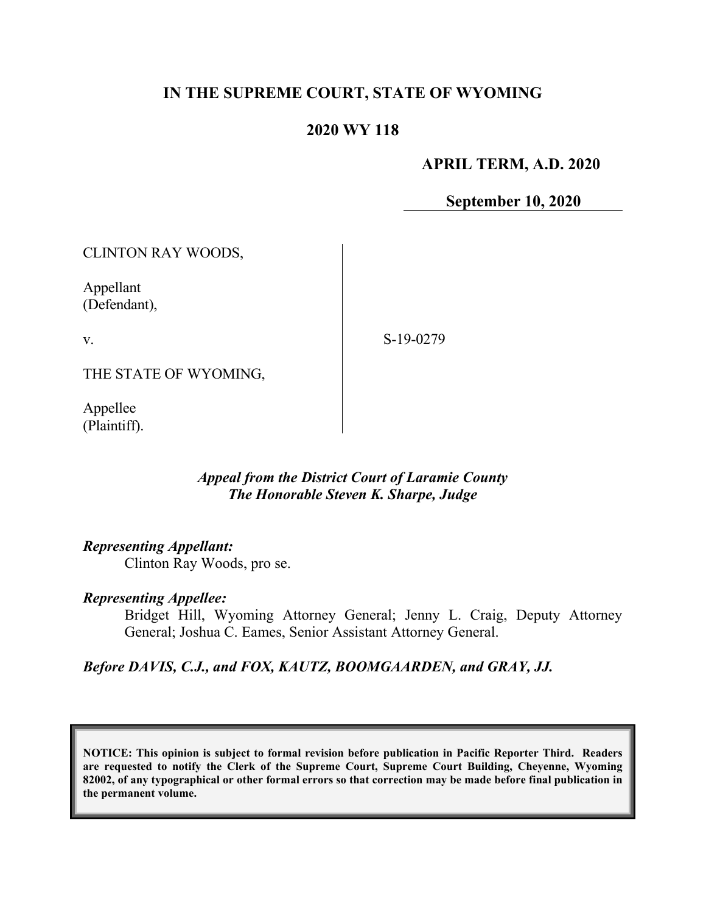# IN THE SUPREME COURT, STATE OF WYOMING

## 2020 WY 118

**APRIL TERM, A.D. 2020**

**September 10, 2020**

| | | |
|---|---|---|
| CLINTON RAY WOODS,<br><br>Appellant<br>(Defendant),<br><br>v.<br><br>THE STATE OF WYOMING,<br><br>Appellee<br>(Plaintiff). | | S-19-0279 |

***Appeal from the District Court of Laramie County***
***The Honorable Steven K. Sharpe, Judge***

***Representing Appellant:***

Clinton Ray Woods, pro se.

***Representing Appellee:***

Bridget Hill, Wyoming Attorney General; Jenny L. Craig, Deputy Attorney General; Joshua C. Eames, Senior Assistant Attorney General.

***Before DAVIS, C.J., and FOX, KAUTZ, BOOMGAARDEN, and GRAY, JJ.***

**NOTICE: This opinion is subject to formal revision before publication in Pacific Reporter Third. Readers are requested to notify the Clerk of the Supreme Court, Supreme Court Building, Cheyenne, Wyoming 82002, of any typographical or other formal errors so that correction may be made before final publication in the permanent volume.**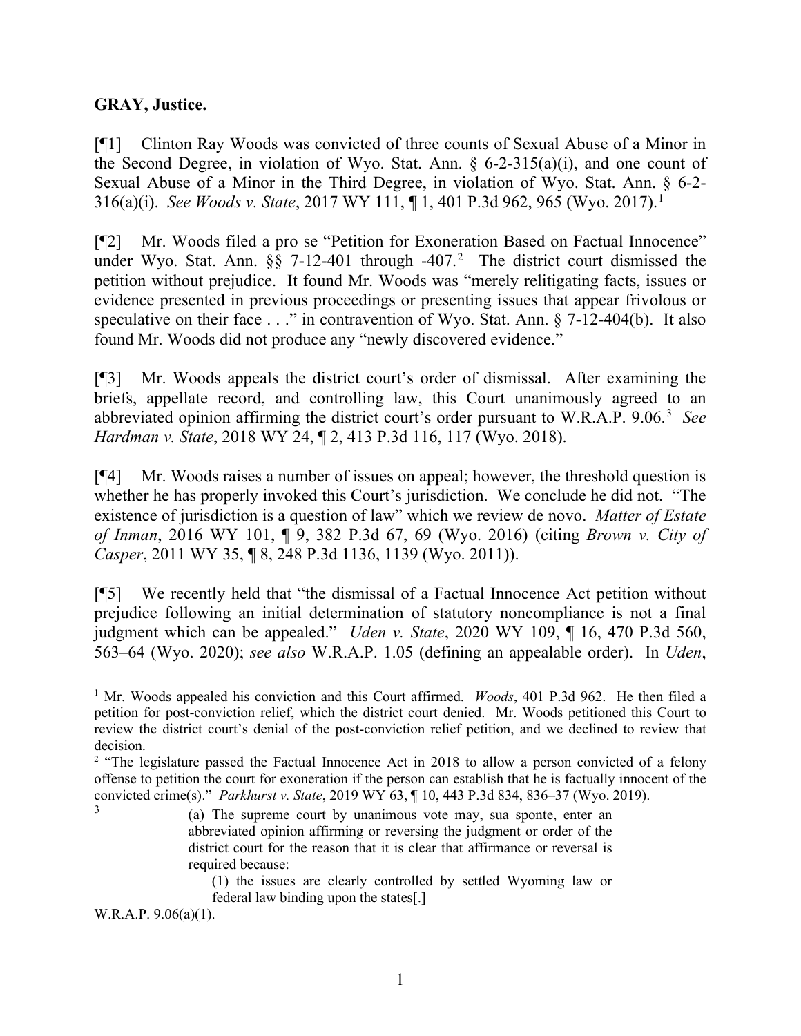**GRAY, Justice.**

[¶1] Clinton Ray Woods was convicted of three counts of Sexual Abuse of a Minor in the Second Degree, in violation of Wyo. Stat. Ann. § 6-2-315(a)(i), and one count of Sexual Abuse of a Minor in the Third Degree, in violation of Wyo. Stat. Ann. § 6-2-316(a)(i). *See Woods v. State*, 2017 WY 111, ¶ 1, 401 P.3d 962, 965 (Wyo. 2017).[1]

[¶2] Mr. Woods filed a pro se "Petition for Exoneration Based on Factual Innocence" under Wyo. Stat. Ann. §§ 7-12-401 through -407.[2] The district court dismissed the petition without prejudice. It found Mr. Woods was "merely relitigating facts, issues or evidence presented in previous proceedings or presenting issues that appear frivolous or speculative on their face . . ." in contravention of Wyo. Stat. Ann. § 7-12-404(b). It also found Mr. Woods did not produce any "newly discovered evidence."

[¶3] Mr. Woods appeals the district court's order of dismissal. After examining the briefs, appellate record, and controlling law, this Court unanimously agreed to an abbreviated opinion affirming the district court's order pursuant to W.R.A.P. 9.06.[3] *See Hardman v. State*, 2018 WY 24, ¶ 2, 413 P.3d 116, 117 (Wyo. 2018).

[¶4] Mr. Woods raises a number of issues on appeal; however, the threshold question is whether he has properly invoked this Court's jurisdiction. We conclude he did not. "The existence of jurisdiction is a question of law" which we review de novo. *Matter of Estate of Inman*, 2016 WY 101, ¶ 9, 382 P.3d 67, 69 (Wyo. 2016) (citing *Brown v. City of Casper*, 2011 WY 35, ¶ 8, 248 P.3d 1136, 1139 (Wyo. 2011)).

[¶5] We recently held that "the dismissal of a Factual Innocence Act petition without prejudice following an initial determination of statutory noncompliance is not a final judgment which can be appealed." *Uden v. State*, 2020 WY 109, ¶ 16, 470 P.3d 560, 563–64 (Wyo. 2020); *see also* W.R.A.P. 1.05 (defining an appealable order). In *Uden*,

---

[1] Mr. Woods appealed his conviction and this Court affirmed. *Woods*, 401 P.3d 962. He then filed a petition for post-conviction relief, which the district court denied. Mr. Woods petitioned this Court to review the district court's denial of the post-conviction relief petition, and we declined to review that decision.

[2] "The legislature passed the Factual Innocence Act in 2018 to allow a person convicted of a felony offense to petition the court for exoneration if the person can establish that he is factually innocent of the convicted crime(s)." *Parkhurst v. State*, 2019 WY 63, ¶ 10, 443 P.3d 834, 836–37 (Wyo. 2019).

[3]
> (a) The supreme court by unanimous vote may, sua sponte, enter an abbreviated opinion affirming or reversing the judgment or order of the district court for the reason that it is clear that affirmance or reversal is required because:
>
> (1) the issues are clearly controlled by settled Wyoming law or federal law binding upon the states[.]

W.R.A.P. 9.06(a)(1).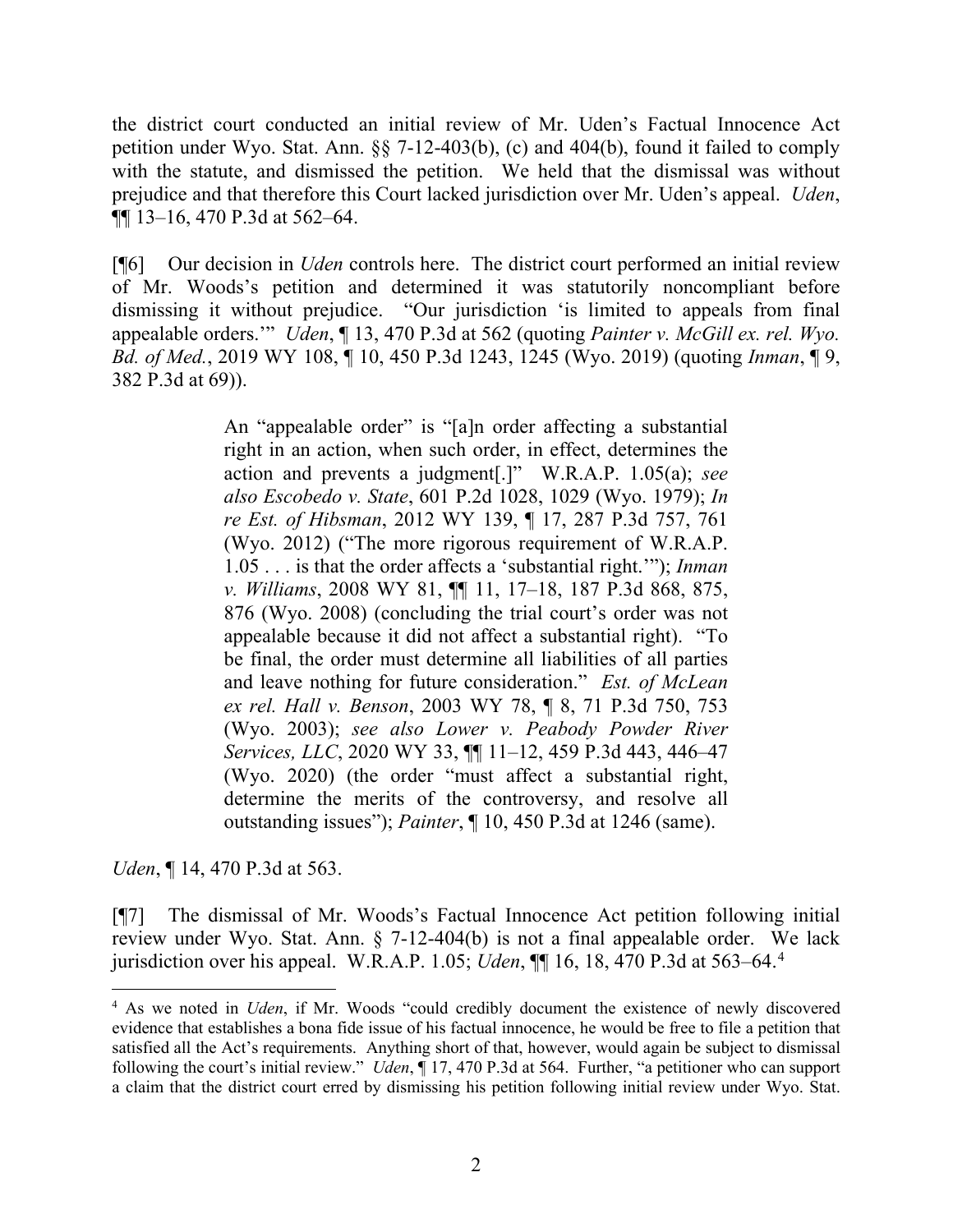the district court conducted an initial review of Mr. Uden's Factual Innocence Act petition under Wyo. Stat. Ann. §§ 7-12-403(b), (c) and 404(b), found it failed to comply with the statute, and dismissed the petition. We held that the dismissal was without prejudice and that therefore this Court lacked jurisdiction over Mr. Uden's appeal. *Uden*, ¶¶ 13–16, 470 P.3d at 562–64.

[¶6] Our decision in *Uden* controls here. The district court performed an initial review of Mr. Woods's petition and determined it was statutorily noncompliant before dismissing it without prejudice. "Our jurisdiction 'is limited to appeals from final appealable orders.'" *Uden*, ¶ 13, 470 P.3d at 562 (quoting *Painter v. McGill ex. rel. Wyo. Bd. of Med.*, 2019 WY 108, ¶ 10, 450 P.3d 1243, 1245 (Wyo. 2019) (quoting *Inman*, ¶ 9, 382 P.3d at 69)).

> An "appealable order" is "[a]n order affecting a substantial right in an action, when such order, in effect, determines the action and prevents a judgment[.]" W.R.A.P. 1.05(a); *see also Escobedo v. State*, 601 P.2d 1028, 1029 (Wyo. 1979); *In re Est. of Hibsman*, 2012 WY 139, ¶ 17, 287 P.3d 757, 761 (Wyo. 2012) ("The more rigorous requirement of W.R.A.P. 1.05 . . . is that the order affects a 'substantial right.'"); *Inman v. Williams*, 2008 WY 81, ¶¶ 11, 17–18, 187 P.3d 868, 875, 876 (Wyo. 2008) (concluding the trial court's order was not appealable because it did not affect a substantial right). "To be final, the order must determine all liabilities of all parties and leave nothing for future consideration." *Est. of McLean ex rel. Hall v. Benson*, 2003 WY 78, ¶ 8, 71 P.3d 750, 753 (Wyo. 2003); *see also Lower v. Peabody Powder River Services, LLC*, 2020 WY 33, ¶¶ 11–12, 459 P.3d 443, 446–47 (Wyo. 2020) (the order "must affect a substantial right, determine the merits of the controversy, and resolve all outstanding issues"); *Painter*, ¶ 10, 450 P.3d at 1246 (same).

*Uden*, ¶ 14, 470 P.3d at 563.

[¶7] The dismissal of Mr. Woods's Factual Innocence Act petition following initial review under Wyo. Stat. Ann. § 7-12-404(b) is not a final appealable order. We lack jurisdiction over his appeal. W.R.A.P. 1.05; *Uden*, ¶¶ 16, 18, 470 P.3d at 563–64.[4]

---

[4] As we noted in *Uden*, if Mr. Woods "could credibly document the existence of newly discovered evidence that establishes a bona fide issue of his factual innocence, he would be free to file a petition that satisfied all the Act's requirements. Anything short of that, however, would again be subject to dismissal following the court's initial review." *Uden*, ¶ 17, 470 P.3d at 564. Further, "a petitioner who can support a claim that the district court erred by dismissing his petition following initial review under Wyo. Stat.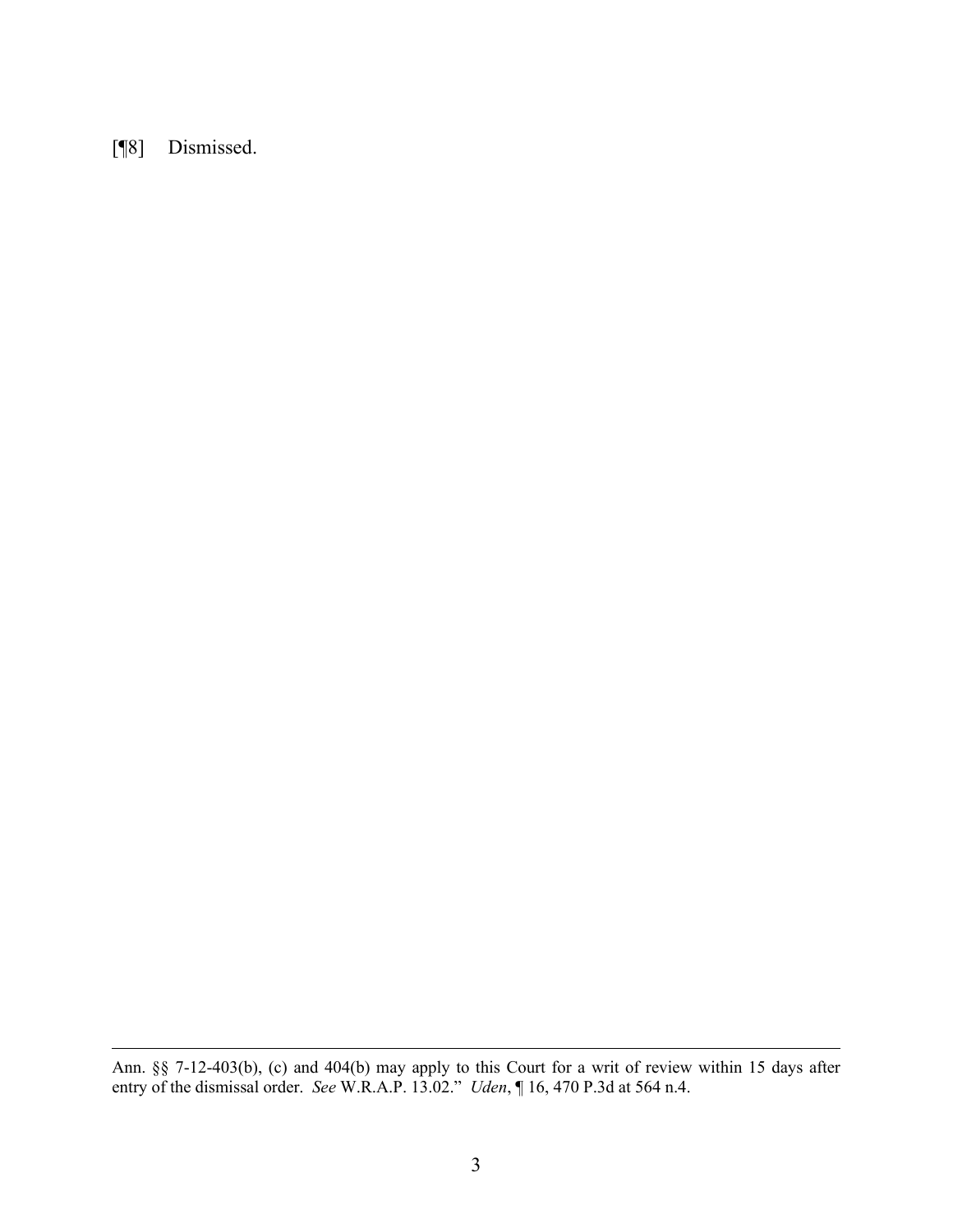[¶8] Dismissed.

---

Ann. §§ 7-12-403(b), (c) and 404(b) may apply to this Court for a writ of review within 15 days after entry of the dismissal order. *See* W.R.A.P. 13.02." *Uden*, ¶ 16, 470 P.3d at 564 n.4.